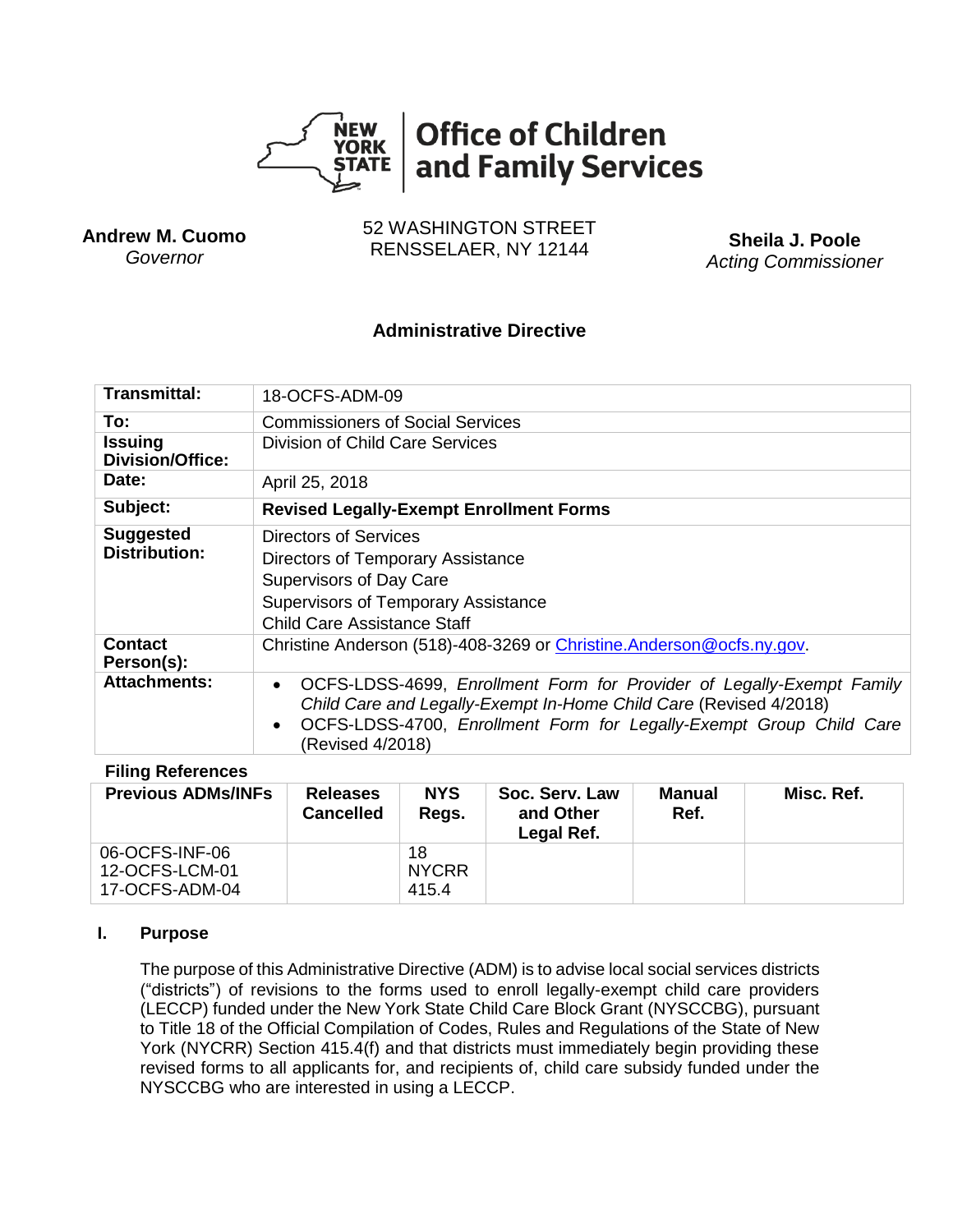**Office of Children and Family Services**

**Andrew M. Cuomo**
*Governor*

52 WASHINGTON STREET
RENSSELAER, NY 12144

**Sheila J. Poole**
*Acting Commissioner*

## Administrative Directive

| | |
|---|---|
| **Transmittal:** | 18-OCFS-ADM-09 |
| **To:** | Commissioners of Social Services |
| **Issuing Division/Office:** | Division of Child Care Services |
| **Date:** | April 25, 2018 |
| **Subject:** | **Revised Legally-Exempt Enrollment Forms** |
| **Suggested Distribution:** | Directors of Services<br>Directors of Temporary Assistance<br>Supervisors of Day Care<br>Supervisors of Temporary Assistance<br>Child Care Assistance Staff |
| **Contact Person(s):** | Christine Anderson (518)-408-3269 or Christine.Anderson@ocfs.ny.gov. |
| **Attachments:** | • OCFS-LDSS-4699, *Enrollment Form for Provider of Legally-Exempt Family Child Care and Legally-Exempt In-Home Child Care* (Revised 4/2018)<br>• OCFS-LDSS-4700, *Enrollment Form for Legally-Exempt Group Child Care* (Revised 4/2018) |

**Filing References**

| Previous ADMs/INFs | Releases Cancelled | NYS Regs. | Soc. Serv. Law and Other Legal Ref. | Manual Ref. | Misc. Ref. |
|---|---|---|---|---|---|
| 06-OCFS-INF-06<br>12-OCFS-LCM-01<br>17-OCFS-ADM-04 | | 18 NYCRR 415.4 | | | |

### I. Purpose

The purpose of this Administrative Directive (ADM) is to advise local social services districts ("districts") of revisions to the forms used to enroll legally-exempt child care providers (LECCP) funded under the New York State Child Care Block Grant (NYSCCBG), pursuant to Title 18 of the Official Compilation of Codes, Rules and Regulations of the State of New York (NYCRR) Section 415.4(f) and that districts must immediately begin providing these revised forms to all applicants for, and recipients of, child care subsidy funded under the NYSCCBG who are interested in using a LECCP.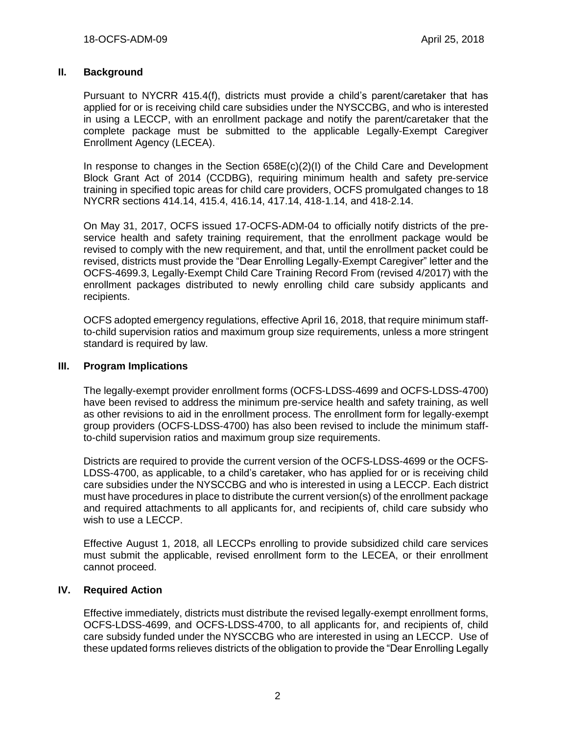## II. Background

Pursuant to NYCRR 415.4(f), districts must provide a child's parent/caretaker that has applied for or is receiving child care subsidies under the NYSCCBG, and who is interested in using a LECCP, with an enrollment package and notify the parent/caretaker that the complete package must be submitted to the applicable Legally-Exempt Caregiver Enrollment Agency (LECEA).

In response to changes in the Section 658E(c)(2)(I) of the Child Care and Development Block Grant Act of 2014 (CCDBG), requiring minimum health and safety pre-service training in specified topic areas for child care providers, OCFS promulgated changes to 18 NYCRR sections 414.14, 415.4, 416.14, 417.14, 418-1.14, and 418-2.14.

On May 31, 2017, OCFS issued 17-OCFS-ADM-04 to officially notify districts of the pre-service health and safety training requirement, that the enrollment package would be revised to comply with the new requirement, and that, until the enrollment packet could be revised, districts must provide the "Dear Enrolling Legally-Exempt Caregiver" letter and the OCFS-4699.3, Legally-Exempt Child Care Training Record From (revised 4/2017) with the enrollment packages distributed to newly enrolling child care subsidy applicants and recipients.

OCFS adopted emergency regulations, effective April 16, 2018, that require minimum staff-to-child supervision ratios and maximum group size requirements, unless a more stringent standard is required by law.

## III. Program Implications

The legally-exempt provider enrollment forms (OCFS-LDSS-4699 and OCFS-LDSS-4700) have been revised to address the minimum pre-service health and safety training, as well as other revisions to aid in the enrollment process. The enrollment form for legally-exempt group providers (OCFS-LDSS-4700) has also been revised to include the minimum staff-to-child supervision ratios and maximum group size requirements.

Districts are required to provide the current version of the OCFS-LDSS-4699 or the OCFS-LDSS-4700, as applicable, to a child's caretaker, who has applied for or is receiving child care subsidies under the NYSCCBG and who is interested in using a LECCP. Each district must have procedures in place to distribute the current version(s) of the enrollment package and required attachments to all applicants for, and recipients of, child care subsidy who wish to use a LECCP.

Effective August 1, 2018, all LECCPs enrolling to provide subsidized child care services must submit the applicable, revised enrollment form to the LECEA, or their enrollment cannot proceed.

## IV. Required Action

Effective immediately, districts must distribute the revised legally-exempt enrollment forms, OCFS-LDSS-4699, and OCFS-LDSS-4700, to all applicants for, and recipients of, child care subsidy funded under the NYSCCBG who are interested in using an LECCP. Use of these updated forms relieves districts of the obligation to provide the "Dear Enrolling Legally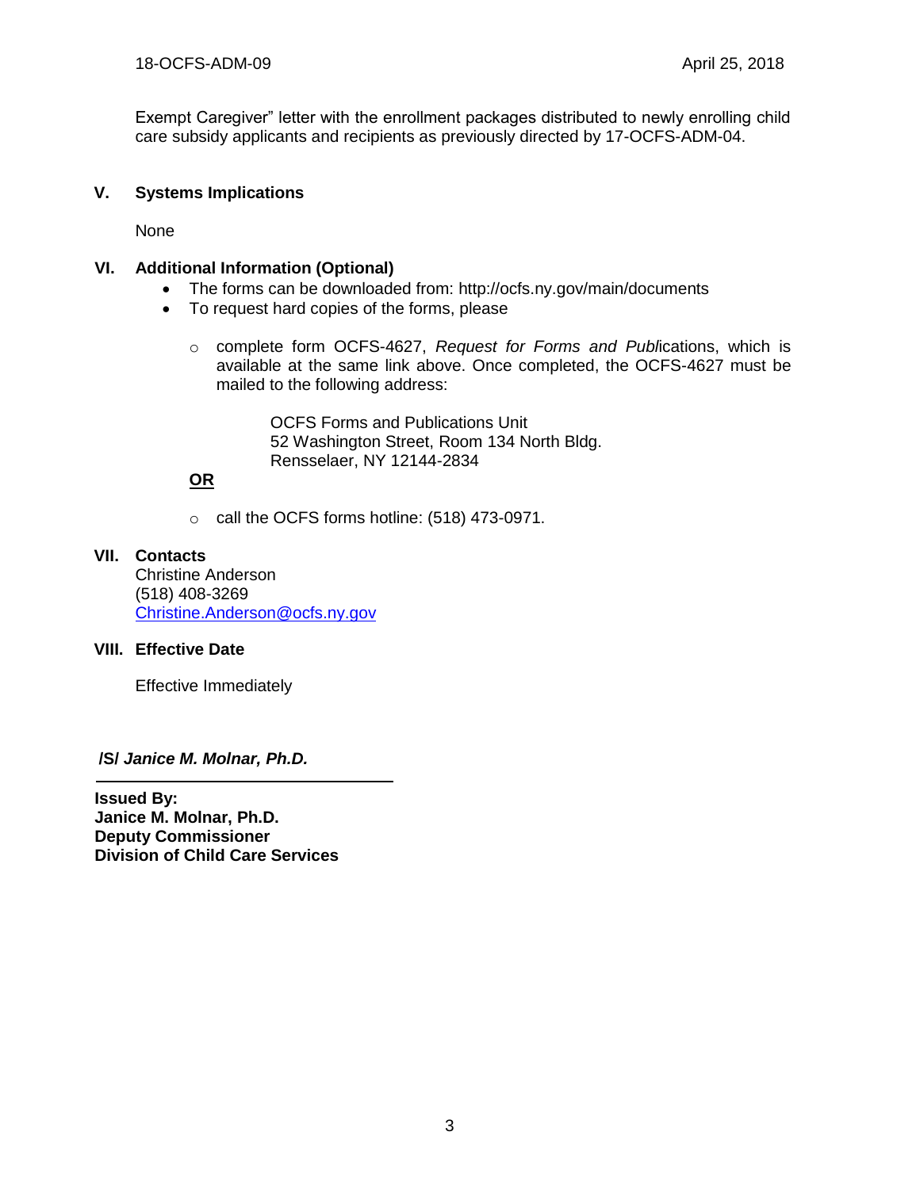Exempt Caregiver" letter with the enrollment packages distributed to newly enrolling child care subsidy applicants and recipients as previously directed by 17-OCFS-ADM-04.

## V. Systems Implications

None

## VI. Additional Information (Optional)

- The forms can be downloaded from: http://ocfs.ny.gov/main/documents
- To request hard copies of the forms, please
  - complete form OCFS-4627, *Request for Forms and Publ*ications, which is available at the same link above. Once completed, the OCFS-4627 must be mailed to the following address:

    OCFS Forms and Publications Unit
    52 Washington Street, Room 134 North Bldg.
    Rensselaer, NY 12144-2834

  **OR**

  - call the OCFS forms hotline: (518) 473-0971.

## VII. Contacts

Christine Anderson
(518) 408-3269
Christine.Anderson@ocfs.ny.gov

## VIII. Effective Date

Effective Immediately

**/S/ *Janice M. Molnar, Ph.D.***

**Issued By:**
**Janice M. Molnar, Ph.D.**
**Deputy Commissioner**
**Division of Child Care Services**